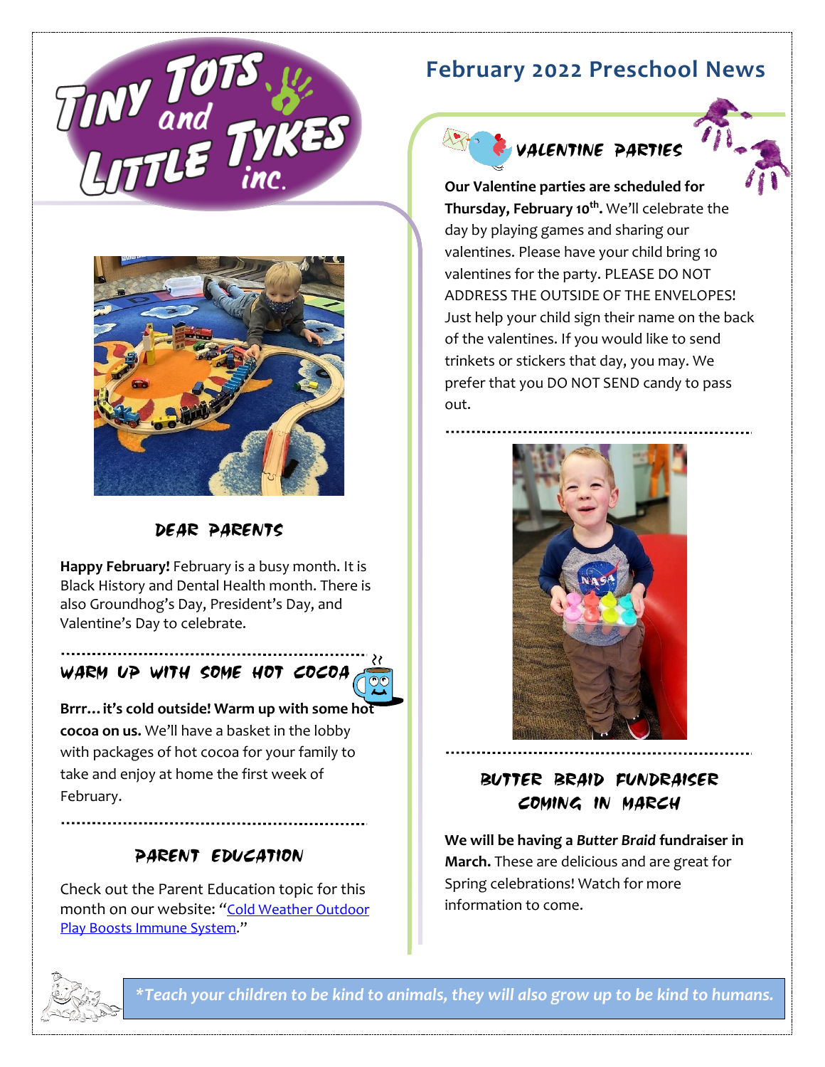# Tiny Tots and Little Tykes inc.

# February 2022 Preschool News

## Dear Parents

**Happy February!** February is a busy month. It is Black History and Dental Health month. There is also Groundhog's Day, President's Day, and Valentine's Day to celebrate.

## Warm up with some hot cocoa

**Brrr… it's cold outside! Warm up with some hot cocoa on us.** We'll have a basket in the lobby with packages of hot cocoa for your family to take and enjoy at home the first week of February.

## Parent Education

Check out the Parent Education topic for this month on our website: "Cold Weather Outdoor Play Boosts Immune System."

## Valentine Parties

**Our Valentine parties are scheduled for Thursday, February 10th.** We'll celebrate the day by playing games and sharing our valentines. Please have your child bring 10 valentines for the party. PLEASE DO NOT ADDRESS THE OUTSIDE OF THE ENVELOPES! Just help your child sign their name on the back of the valentines. If you would like to send trinkets or stickers that day, you may. We prefer that you DO NOT SEND candy to pass out.

## Butter Braid Fundraiser Coming in March

**We will be having a *Butter Braid* fundraiser in March.** These are delicious and are great for Spring celebrations! Watch for more information to come.

*\*Teach your children to be kind to animals, they will also grow up to be kind to humans.*